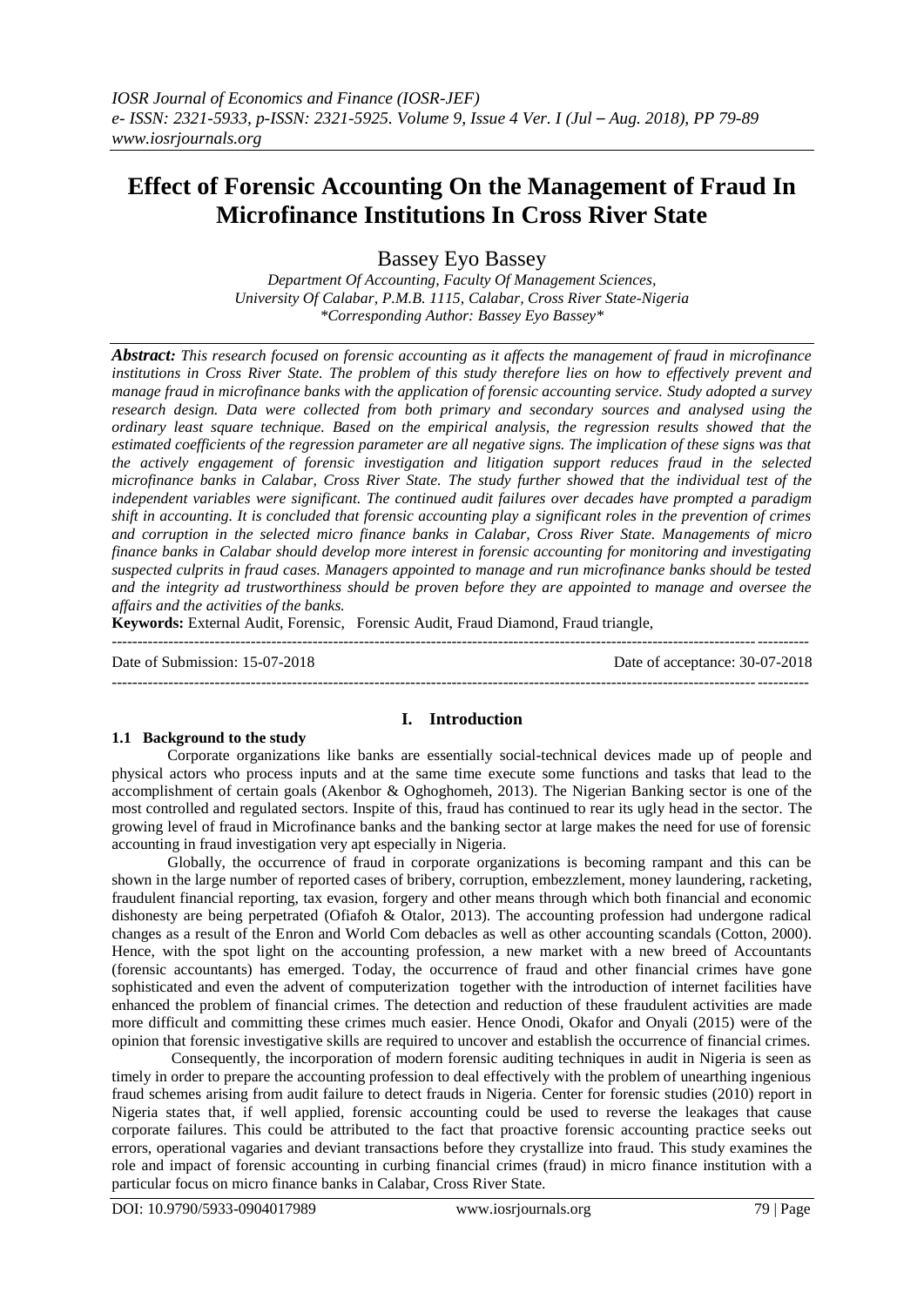# Effect of Forensic Accounting On the Management of Fraud In Microfinance Institutions In Cross River State

Bassey Eyo Bassey

*Department Of Accounting, Faculty Of Management Sciences, University Of Calabar, P.M.B. 1115, Calabar, Cross River State-Nigeria*
*\*Corresponding Author: Bassey Eyo Bassey\**

***Abstract:*** *This research focused on forensic accounting as it affects the management of fraud in microfinance institutions in Cross River State. The problem of this study therefore lies on how to effectively prevent and manage fraud in microfinance banks with the application of forensic accounting service. Study adopted a survey research design. Data were collected from both primary and secondary sources and analysed using the ordinary least square technique. Based on the empirical analysis, the regression results showed that the estimated coefficients of the regression parameter are all negative signs. The implication of these signs was that the actively engagement of forensic investigation and litigation support reduces fraud in the selected microfinance banks in Calabar, Cross River State. The study further showed that the individual test of the independent variables were significant. The continued audit failures over decades have prompted a paradigm shift in accounting. It is concluded that forensic accounting play a significant roles in the prevention of crimes and corruption in the selected micro finance banks in Calabar, Cross River State. Managements of micro finance banks in Calabar should develop more interest in forensic accounting for monitoring and investigating suspected culprits in fraud cases. Managers appointed to manage and run microfinance banks should be tested and the integrity ad trustworthiness should be proven before they are appointed to manage and oversee the affairs and the activities of the banks.*

**Keywords:** External Audit, Forensic, Forensic Audit, Fraud Diamond, Fraud triangle,

Date of Submission: 15-07-2018 Date of acceptance: 30-07-2018

## I. Introduction

### 1.1 Background to the study

Corporate organizations like banks are essentially social-technical devices made up of people and physical actors who process inputs and at the same time execute some functions and tasks that lead to the accomplishment of certain goals (Akenbor & Oghoghomeh, 2013). The Nigerian Banking sector is one of the most controlled and regulated sectors. Inspite of this, fraud has continued to rear its ugly head in the sector. The growing level of fraud in Microfinance banks and the banking sector at large makes the need for use of forensic accounting in fraud investigation very apt especially in Nigeria.

Globally, the occurrence of fraud in corporate organizations is becoming rampant and this can be shown in the large number of reported cases of bribery, corruption, embezzlement, money laundering, racketing, fraudulent financial reporting, tax evasion, forgery and other means through which both financial and economic dishonesty are being perpetrated (Ofiafoh & Otalor, 2013). The accounting profession had undergone radical changes as a result of the Enron and World Com debacles as well as other accounting scandals (Cotton, 2000). Hence, with the spot light on the accounting profession, a new market with a new breed of Accountants (forensic accountants) has emerged. Today, the occurrence of fraud and other financial crimes have gone sophisticated and even the advent of computerization together with the introduction of internet facilities have enhanced the problem of financial crimes. The detection and reduction of these fraudulent activities are made more difficult and committing these crimes much easier. Hence Onodi, Okafor and Onyali (2015) were of the opinion that forensic investigative skills are required to uncover and establish the occurrence of financial crimes.

Consequently, the incorporation of modern forensic auditing techniques in audit in Nigeria is seen as timely in order to prepare the accounting profession to deal effectively with the problem of unearthing ingenious fraud schemes arising from audit failure to detect frauds in Nigeria. Center for forensic studies (2010) report in Nigeria states that, if well applied, forensic accounting could be used to reverse the leakages that cause corporate failures. This could be attributed to the fact that proactive forensic accounting practice seeks out errors, operational vagaries and deviant transactions before they crystallize into fraud. This study examines the role and impact of forensic accounting in curbing financial crimes (fraud) in micro finance institution with a particular focus on micro finance banks in Calabar, Cross River State.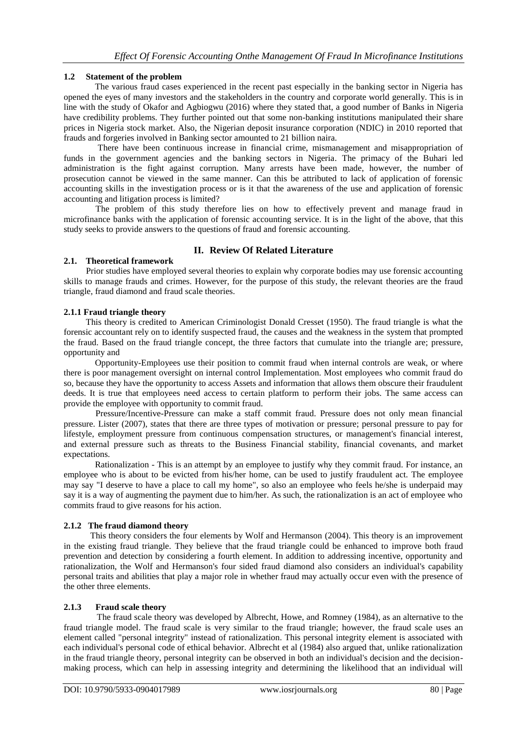### 1.2 Statement of the problem

The various fraud cases experienced in the recent past especially in the banking sector in Nigeria has opened the eyes of many investors and the stakeholders in the country and corporate world generally. This is in line with the study of Okafor and Agbiogwu (2016) where they stated that, a good number of Banks in Nigeria have credibility problems. They further pointed out that some non-banking institutions manipulated their share prices in Nigeria stock market. Also, the Nigerian deposit insurance corporation (NDIC) in 2010 reported that frauds and forgeries involved in Banking sector amounted to 21 billion naira.

There have been continuous increase in financial crime, mismanagement and misappropriation of funds in the government agencies and the banking sectors in Nigeria. The primacy of the Buhari led administration is the fight against corruption. Many arrests have been made, however, the number of prosecution cannot be viewed in the same manner. Can this be attributed to lack of application of forensic accounting skills in the investigation process or is it that the awareness of the use and application of forensic accounting and litigation process is limited?

The problem of this study therefore lies on how to effectively prevent and manage fraud in microfinance banks with the application of forensic accounting service. It is in the light of the above, that this study seeks to provide answers to the questions of fraud and forensic accounting.

## II. Review Of Related Literature

### 2.1. Theoretical framework

Prior studies have employed several theories to explain why corporate bodies may use forensic accounting skills to manage frauds and crimes. However, for the purpose of this study, the relevant theories are the fraud triangle, fraud diamond and fraud scale theories.

#### 2.1.1 Fraud triangle theory

This theory is credited to American Criminologist Donald Cresset (1950). The fraud triangle is what the forensic accountant rely on to identify suspected fraud, the causes and the weakness in the system that prompted the fraud. Based on the fraud triangle concept, the three factors that cumulate into the triangle are; pressure, opportunity and

Opportunity-Employees use their position to commit fraud when internal controls are weak, or where there is poor management oversight on internal control Implementation. Most employees who commit fraud do so, because they have the opportunity to access Assets and information that allows them obscure their fraudulent deeds. It is true that employees need access to certain platform to perform their jobs. The same access can provide the employee with opportunity to commit fraud.

Pressure/Incentive-Pressure can make a staff commit fraud. Pressure does not only mean financial pressure. Lister (2007), states that there are three types of motivation or pressure; personal pressure to pay for lifestyle, employment pressure from continuous compensation structures, or management's financial interest, and external pressure such as threats to the Business Financial stability, financial covenants, and market expectations.

Rationalization - This is an attempt by an employee to justify why they commit fraud. For instance, an employee who is about to be evicted from his/her home, can be used to justify fraudulent act. The employee may say "I deserve to have a place to call my home", so also an employee who feels he/she is underpaid may say it is a way of augmenting the payment due to him/her. As such, the rationalization is an act of employee who commits fraud to give reasons for his action.

#### 2.1.2 The fraud diamond theory

This theory considers the four elements by Wolf and Hermanson (2004). This theory is an improvement in the existing fraud triangle. They believe that the fraud triangle could be enhanced to improve both fraud prevention and detection by considering a fourth element. In addition to addressing incentive, opportunity and rationalization, the Wolf and Hermanson's four sided fraud diamond also considers an individual's capability personal traits and abilities that play a major role in whether fraud may actually occur even with the presence of the other three elements.

#### 2.1.3 Fraud scale theory

The fraud scale theory was developed by Albrecht, Howe, and Romney (1984), as an alternative to the fraud triangle model. The fraud scale is very similar to the fraud triangle; however, the fraud scale uses an element called "personal integrity" instead of rationalization. This personal integrity element is associated with each individual's personal code of ethical behavior. Albrecht et al (1984) also argued that, unlike rationalization in the fraud triangle theory, personal integrity can be observed in both an individual's decision and the decision-making process, which can help in assessing integrity and determining the likelihood that an individual will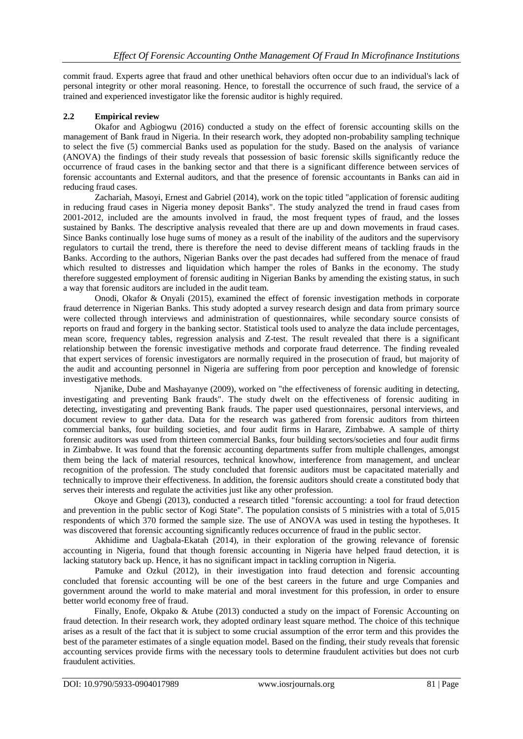commit fraud. Experts agree that fraud and other unethical behaviors often occur due to an individual's lack of personal integrity or other moral reasoning. Hence, to forestall the occurrence of such fraud, the service of a trained and experienced investigator like the forensic auditor is highly required.

## 2.2 Empirical review

Okafor and Agbiogwu (2016) conducted a study on the effect of forensic accounting skills on the management of Bank fraud in Nigeria. In their research work, they adopted non-probability sampling technique to select the five (5) commercial Banks used as population for the study. Based on the analysis of variance (ANOVA) the findings of their study reveals that possession of basic forensic skills significantly reduce the occurrence of fraud cases in the banking sector and that there is a significant difference between services of forensic accountants and External auditors, and that the presence of forensic accountants in Banks can aid in reducing fraud cases.

Zachariah, Masoyi, Ernest and Gabriel (2014), work on the topic titled "application of forensic auditing in reducing fraud cases in Nigeria money deposit Banks". The study analyzed the trend in fraud cases from 2001-2012, included are the amounts involved in fraud, the most frequent types of fraud, and the losses sustained by Banks. The descriptive analysis revealed that there are up and down movements in fraud cases. Since Banks continually lose huge sums of money as a result of the inability of the auditors and the supervisory regulators to curtail the trend, there is therefore the need to devise different means of tackling frauds in the Banks. According to the authors, Nigerian Banks over the past decades had suffered from the menace of fraud which resulted to distresses and liquidation which hamper the roles of Banks in the economy. The study therefore suggested employment of forensic auditing in Nigerian Banks by amending the existing status, in such a way that forensic auditors are included in the audit team.

Onodi, Okafor & Onyali (2015), examined the effect of forensic investigation methods in corporate fraud deterrence in Nigerian Banks. This study adopted a survey research design and data from primary source were collected through interviews and administration of questionnaires, while secondary source consists of reports on fraud and forgery in the banking sector. Statistical tools used to analyze the data include percentages, mean score, frequency tables, regression analysis and Z-test. The result revealed that there is a significant relationship between the forensic investigative methods and corporate fraud deterrence. The finding revealed that expert services of forensic investigators are normally required in the prosecution of fraud, but majority of the audit and accounting personnel in Nigeria are suffering from poor perception and knowledge of forensic investigative methods.

Njanike, Dube and Mashayanye (2009), worked on "the effectiveness of forensic auditing in detecting, investigating and preventing Bank frauds". The study dwelt on the effectiveness of forensic auditing in detecting, investigating and preventing Bank frauds. The paper used questionnaires, personal interviews, and document review to gather data. Data for the research was gathered from forensic auditors from thirteen commercial banks, four building societies, and four audit firms in Harare, Zimbabwe. A sample of thirty forensic auditors was used from thirteen commercial Banks, four building sectors/societies and four audit firms in Zimbabwe. It was found that the forensic accounting departments suffer from multiple challenges, amongst them being the lack of material resources, technical knowhow, interference from management, and unclear recognition of the profession. The study concluded that forensic auditors must be capacitated materially and technically to improve their effectiveness. In addition, the forensic auditors should create a constituted body that serves their interests and regulate the activities just like any other profession.

Okoye and Gbengi (2013), conducted a research titled "forensic accounting: a tool for fraud detection and prevention in the public sector of Kogi State". The population consists of 5 ministries with a total of 5,015 respondents of which 370 formed the sample size. The use of ANOVA was used in testing the hypotheses. It was discovered that forensic accounting significantly reduces occurrence of fraud in the public sector.

Akhidime and Uagbala-Ekatah (2014), in their exploration of the growing relevance of forensic accounting in Nigeria, found that though forensic accounting in Nigeria have helped fraud detection, it is lacking statutory back up. Hence, it has no significant impact in tackling corruption in Nigeria.

Pamuke and Ozkul (2012), in their investigation into fraud detection and forensic accounting concluded that forensic accounting will be one of the best careers in the future and urge Companies and government around the world to make material and moral investment for this profession, in order to ensure better world economy free of fraud.

Finally, Enofe, Okpako & Atube (2013) conducted a study on the impact of Forensic Accounting on fraud detection. In their research work, they adopted ordinary least square method. The choice of this technique arises as a result of the fact that it is subject to some crucial assumption of the error term and this provides the best of the parameter estimates of a single equation model. Based on the finding, their study reveals that forensic accounting services provide firms with the necessary tools to determine fraudulent activities but does not curb fraudulent activities.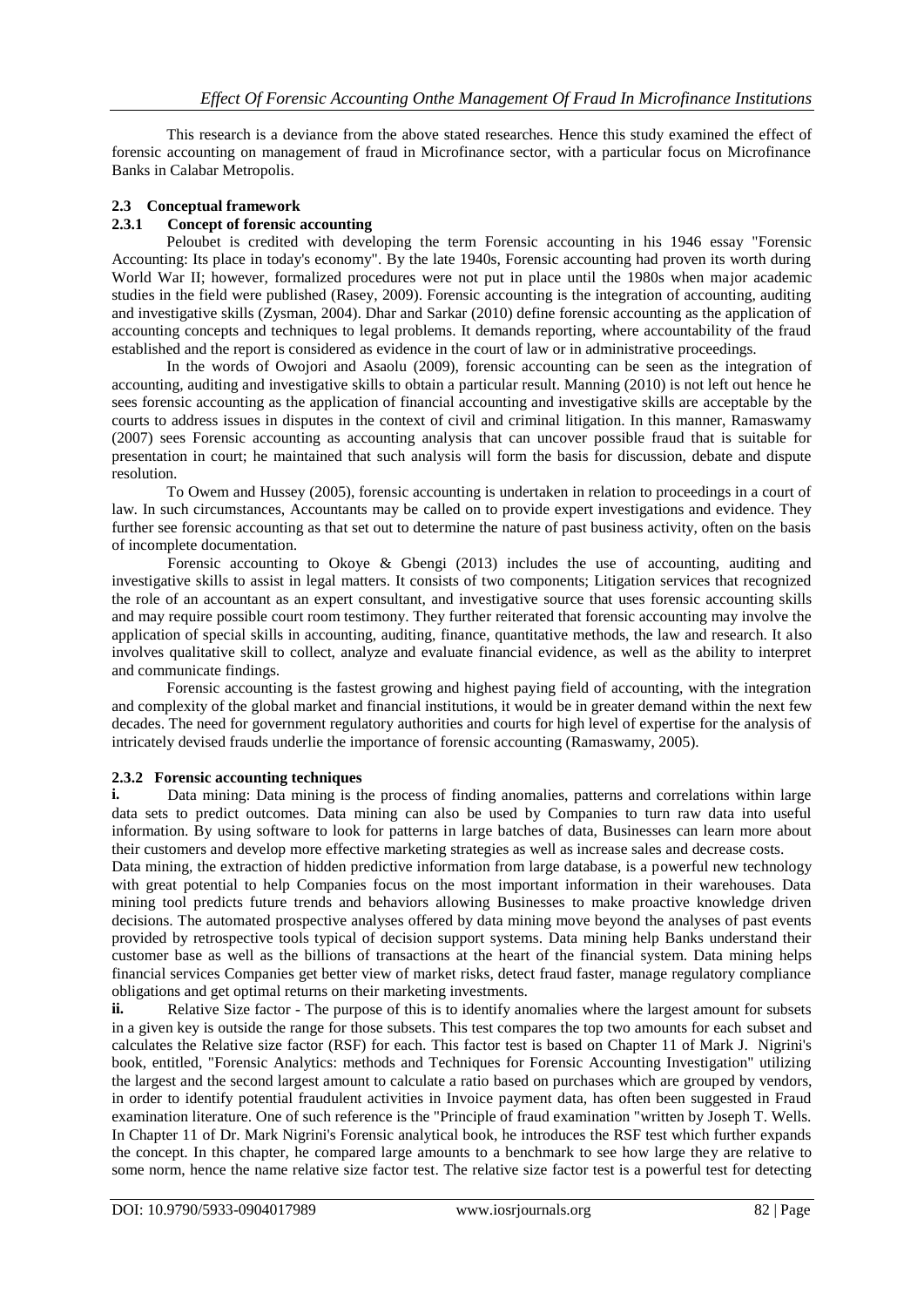This research is a deviance from the above stated researches. Hence this study examined the effect of forensic accounting on management of fraud in Microfinance sector, with a particular focus on Microfinance Banks in Calabar Metropolis.

## 2.3 Conceptual framework

### 2.3.1 Concept of forensic accounting

Peloubet is credited with developing the term Forensic accounting in his 1946 essay "Forensic Accounting: Its place in today's economy". By the late 1940s, Forensic accounting had proven its worth during World War II; however, formalized procedures were not put in place until the 1980s when major academic studies in the field were published (Rasey, 2009). Forensic accounting is the integration of accounting, auditing and investigative skills (Zysman, 2004). Dhar and Sarkar (2010) define forensic accounting as the application of accounting concepts and techniques to legal problems. It demands reporting, where accountability of the fraud established and the report is considered as evidence in the court of law or in administrative proceedings.

In the words of Owojori and Asaolu (2009), forensic accounting can be seen as the integration of accounting, auditing and investigative skills to obtain a particular result. Manning (2010) is not left out hence he sees forensic accounting as the application of financial accounting and investigative skills are acceptable by the courts to address issues in disputes in the context of civil and criminal litigation. In this manner, Ramaswamy (2007) sees Forensic accounting as accounting analysis that can uncover possible fraud that is suitable for presentation in court; he maintained that such analysis will form the basis for discussion, debate and dispute resolution.

To Owem and Hussey (2005), forensic accounting is undertaken in relation to proceedings in a court of law. In such circumstances, Accountants may be called on to provide expert investigations and evidence. They further see forensic accounting as that set out to determine the nature of past business activity, often on the basis of incomplete documentation.

Forensic accounting to Okoye & Gbengi (2013) includes the use of accounting, auditing and investigative skills to assist in legal matters. It consists of two components; Litigation services that recognized the role of an accountant as an expert consultant, and investigative source that uses forensic accounting skills and may require possible court room testimony. They further reiterated that forensic accounting may involve the application of special skills in accounting, auditing, finance, quantitative methods, the law and research. It also involves qualitative skill to collect, analyze and evaluate financial evidence, as well as the ability to interpret and communicate findings.

Forensic accounting is the fastest growing and highest paying field of accounting, with the integration and complexity of the global market and financial institutions, it would be in greater demand within the next few decades. The need for government regulatory authorities and courts for high level of expertise for the analysis of intricately devised frauds underlie the importance of forensic accounting (Ramaswamy, 2005).

### 2.3.2 Forensic accounting techniques

**i.** Data mining: Data mining is the process of finding anomalies, patterns and correlations within large data sets to predict outcomes. Data mining can also be used by Companies to turn raw data into useful information. By using software to look for patterns in large batches of data, Businesses can learn more about their customers and develop more effective marketing strategies as well as increase sales and decrease costs.

Data mining, the extraction of hidden predictive information from large database, is a powerful new technology with great potential to help Companies focus on the most important information in their warehouses. Data mining tool predicts future trends and behaviors allowing Businesses to make proactive knowledge driven decisions. The automated prospective analyses offered by data mining move beyond the analyses of past events provided by retrospective tools typical of decision support systems. Data mining help Banks understand their customer base as well as the billions of transactions at the heart of the financial system. Data mining helps financial services Companies get better view of market risks, detect fraud faster, manage regulatory compliance obligations and get optimal returns on their marketing investments.

**ii.** Relative Size factor - The purpose of this is to identify anomalies where the largest amount for subsets in a given key is outside the range for those subsets. This test compares the top two amounts for each subset and calculates the Relative size factor (RSF) for each. This factor test is based on Chapter 11 of Mark J. Nigrini's book, entitled, "Forensic Analytics: methods and Techniques for Forensic Accounting Investigation" utilizing the largest and the second largest amount to calculate a ratio based on purchases which are grouped by vendors, in order to identify potential fraudulent activities in Invoice payment data, has often been suggested in Fraud examination literature. One of such reference is the "Principle of fraud examination "written by Joseph T. Wells. In Chapter 11 of Dr. Mark Nigrini's Forensic analytical book, he introduces the RSF test which further expands the concept. In this chapter, he compared large amounts to a benchmark to see how large they are relative to some norm, hence the name relative size factor test. The relative size factor test is a powerful test for detecting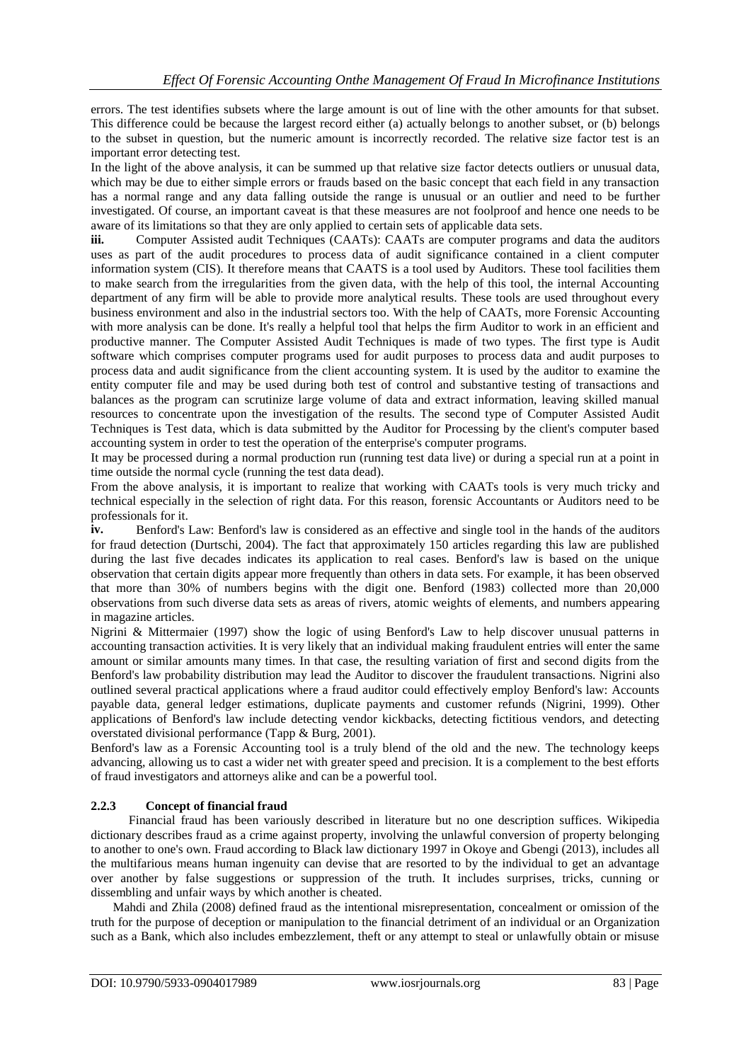errors. The test identifies subsets where the large amount is out of line with the other amounts for that subset. This difference could be because the largest record either (a) actually belongs to another subset, or (b) belongs to the subset in question, but the numeric amount is incorrectly recorded. The relative size factor test is an important error detecting test.

In the light of the above analysis, it can be summed up that relative size factor detects outliers or unusual data, which may be due to either simple errors or frauds based on the basic concept that each field in any transaction has a normal range and any data falling outside the range is unusual or an outlier and need to be further investigated. Of course, an important caveat is that these measures are not foolproof and hence one needs to be aware of its limitations so that they are only applied to certain sets of applicable data sets.

**iii.** Computer Assisted audit Techniques (CAATs): CAATs are computer programs and data the auditors uses as part of the audit procedures to process data of audit significance contained in a client computer information system (CIS). It therefore means that CAATS is a tool used by Auditors. These tool facilities them to make search from the irregularities from the given data, with the help of this tool, the internal Accounting department of any firm will be able to provide more analytical results. These tools are used throughout every business environment and also in the industrial sectors too. With the help of CAATs, more Forensic Accounting with more analysis can be done. It's really a helpful tool that helps the firm Auditor to work in an efficient and productive manner. The Computer Assisted Audit Techniques is made of two types. The first type is Audit software which comprises computer programs used for audit purposes to process data and audit purposes to process data and audit significance from the client accounting system. It is used by the auditor to examine the entity computer file and may be used during both test of control and substantive testing of transactions and balances as the program can scrutinize large volume of data and extract information, leaving skilled manual resources to concentrate upon the investigation of the results. The second type of Computer Assisted Audit Techniques is Test data, which is data submitted by the Auditor for Processing by the client's computer based accounting system in order to test the operation of the enterprise's computer programs.

It may be processed during a normal production run (running test data live) or during a special run at a point in time outside the normal cycle (running the test data dead).

From the above analysis, it is important to realize that working with CAATs tools is very much tricky and technical especially in the selection of right data. For this reason, forensic Accountants or Auditors need to be professionals for it.

**iv.** Benford's Law: Benford's law is considered as an effective and single tool in the hands of the auditors for fraud detection (Durtschi, 2004). The fact that approximately 150 articles regarding this law are published during the last five decades indicates its application to real cases. Benford's law is based on the unique observation that certain digits appear more frequently than others in data sets. For example, it has been observed that more than 30% of numbers begins with the digit one. Benford (1983) collected more than 20,000 observations from such diverse data sets as areas of rivers, atomic weights of elements, and numbers appearing in magazine articles.

Nigrini & Mittermaier (1997) show the logic of using Benford's Law to help discover unusual patterns in accounting transaction activities. It is very likely that an individual making fraudulent entries will enter the same amount or similar amounts many times. In that case, the resulting variation of first and second digits from the Benford's law probability distribution may lead the Auditor to discover the fraudulent transactions. Nigrini also outlined several practical applications where a fraud auditor could effectively employ Benford's law: Accounts payable data, general ledger estimations, duplicate payments and customer refunds (Nigrini, 1999). Other applications of Benford's law include detecting vendor kickbacks, detecting fictitious vendors, and detecting overstated divisional performance (Tapp & Burg, 2001).

Benford's law as a Forensic Accounting tool is a truly blend of the old and the new. The technology keeps advancing, allowing us to cast a wider net with greater speed and precision. It is a complement to the best efforts of fraud investigators and attorneys alike and can be a powerful tool.

### 2.2.3 Concept of financial fraud

Financial fraud has been variously described in literature but no one description suffices. Wikipeding dictionary describes fraud as a crime against property, involving the unlawful conversion of property belonging to another to one's own. Fraud according to Black law dictionary 1997 in Okoye and Gbengi (2013), includes all the multifarious means human ingenuity can devise that are resorted to by the individual to get an advantage over another by false suggestions or suppression of the truth. It includes surprises, tricks, cunning or dissembling and unfair ways by which another is cheated.

Mahdi and Zhila (2008) defined fraud as the intentional misrepresentation, concealment or omission of the truth for the purpose of deception or manipulation to the financial detriment of an individual or an Organization such as a Bank, which also includes embezzlement, theft or any attempt to steal or unlawfully obtain or misuse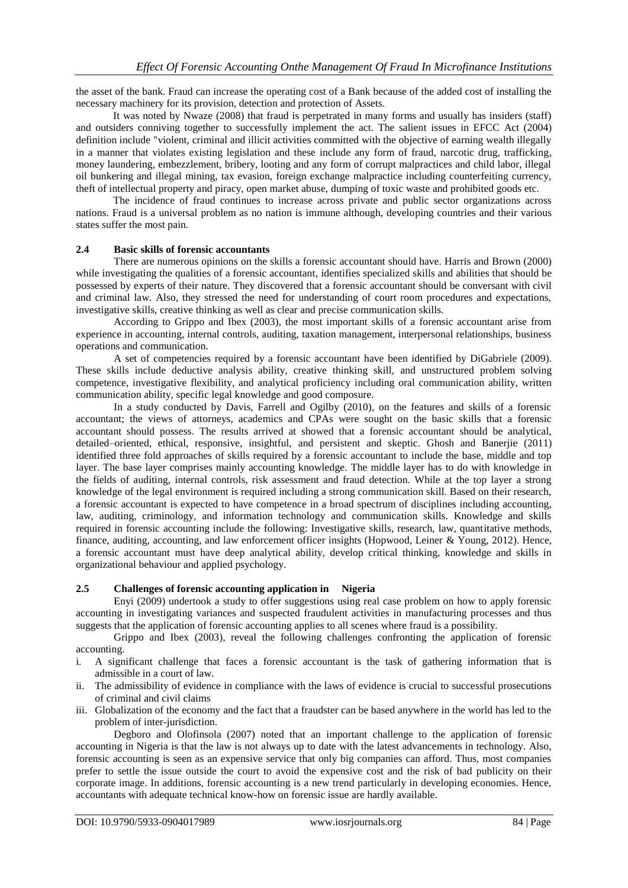the asset of the bank. Fraud can increase the operating cost of a Bank because of the added cost of installing the necessary machinery for its provision, detection and protection of Assets.

It was noted by Nwaze (2008) that fraud is perpetrated in many forms and usually has insiders (staff) and outsiders conniving together to successfully implement the act. The salient issues in EFCC Act (2004) definition include "violent, criminal and illicit activities committed with the objective of earning wealth illegally in a manner that violates existing legislation and these include any form of fraud, narcotic drug, trafficking, money laundering, embezzlement, bribery, looting and any form of corrupt malpractices and child labor, illegal oil bunkering and illegal mining, tax evasion, foreign exchange malpractice including counterfeiting currency, theft of intellectual property and piracy, open market abuse, dumping of toxic waste and prohibited goods etc.

The incidence of fraud continues to increase across private and public sector organizations across nations. Fraud is a universal problem as no nation is immune although, developing countries and their various states suffer the most pain.

## 2.4 Basic skills of forensic accountants

There are numerous opinions on the skills a forensic accountant should have. Harris and Brown (2000) while investigating the qualities of a forensic accountant, identifies specialized skills and abilities that should be possessed by experts of their nature. They discovered that a forensic accountant should be conversant with civil and criminal law. Also, they stressed the need for understanding of court room procedures and expectations, investigative skills, creative thinking as well as clear and precise communication skills.

According to Grippo and Ibex (2003), the most important skills of a forensic accountant arise from experience in accounting, internal controls, auditing, taxation management, interpersonal relationships, business operations and communication.

A set of competencies required by a forensic accountant have been identified by DiGabriele (2009). These skills include deductive analysis ability, creative thinking skill, and unstructured problem solving competence, investigative flexibility, and analytical proficiency including oral communication ability, written communication ability, specific legal knowledge and good composure.

In a study conducted by Davis, Farrell and Ogilby (2010), on the features and skills of a forensic accountant; the views of attorneys, academics and CPAs were sought on the basic skills that a forensic accountant should possess. The results arrived at showed that a forensic accountant should be analytical, detailed–oriented, ethical, responsive, insightful, and persistent and skeptic. Ghosh and Banerjie (2011) identified three fold approaches of skills required by a forensic accountant to include the base, middle and top layer. The base layer comprises mainly accounting knowledge. The middle layer has to do with knowledge in the fields of auditing, internal controls, risk assessment and fraud detection. While at the top layer a strong knowledge of the legal environment is required including a strong communication skill. Based on their research, a forensic accountant is expected to have competence in a broad spectrum of disciplines including accounting, law, auditing, criminology, and information technology and communication skills. Knowledge and skills required in forensic accounting include the following: Investigative skills, research, law, quantitative methods, finance, auditing, accounting, and law enforcement officer insights (Hopwood, Leiner & Young, 2012). Hence, a forensic accountant must have deep analytical ability, develop critical thinking, knowledge and skills in organizational behaviour and applied psychology.

## 2.5 Challenges of forensic accounting application in Nigeria

Enyi (2009) undertook a study to offer suggestions using real case problem on how to apply forensic accounting in investigating variances and suspected fraudulent activities in manufacturing processes and thus suggests that the application of forensic accounting applies to all scenes where fraud is a possibility.

Grippo and Ibex (2003), reveal the following challenges confronting the application of forensic accounting.

i. A significant challenge that faces a forensic accountant is the task of gathering information that is admissible in a court of law.
ii. The admissibility of evidence in compliance with the laws of evidence is crucial to successful prosecutions of criminal and civil claims
iii. Globalization of the economy and the fact that a fraudster can be based anywhere in the world has led to the problem of inter-jurisdiction.

Degboro and Olofinsola (2007) noted that an important challenge to the application of forensic accounting in Nigeria is that the law is not always up to date with the latest advancements in technology. Also, forensic accounting is seen as an expensive service that only big companies can afford. Thus, most companies prefer to settle the issue outside the court to avoid the expensive cost and the risk of bad publicity on their corporate image. In additions, forensic accounting is a new trend particularly in developing economies. Hence, accountants with adequate technical know-how on forensic issue are hardly available.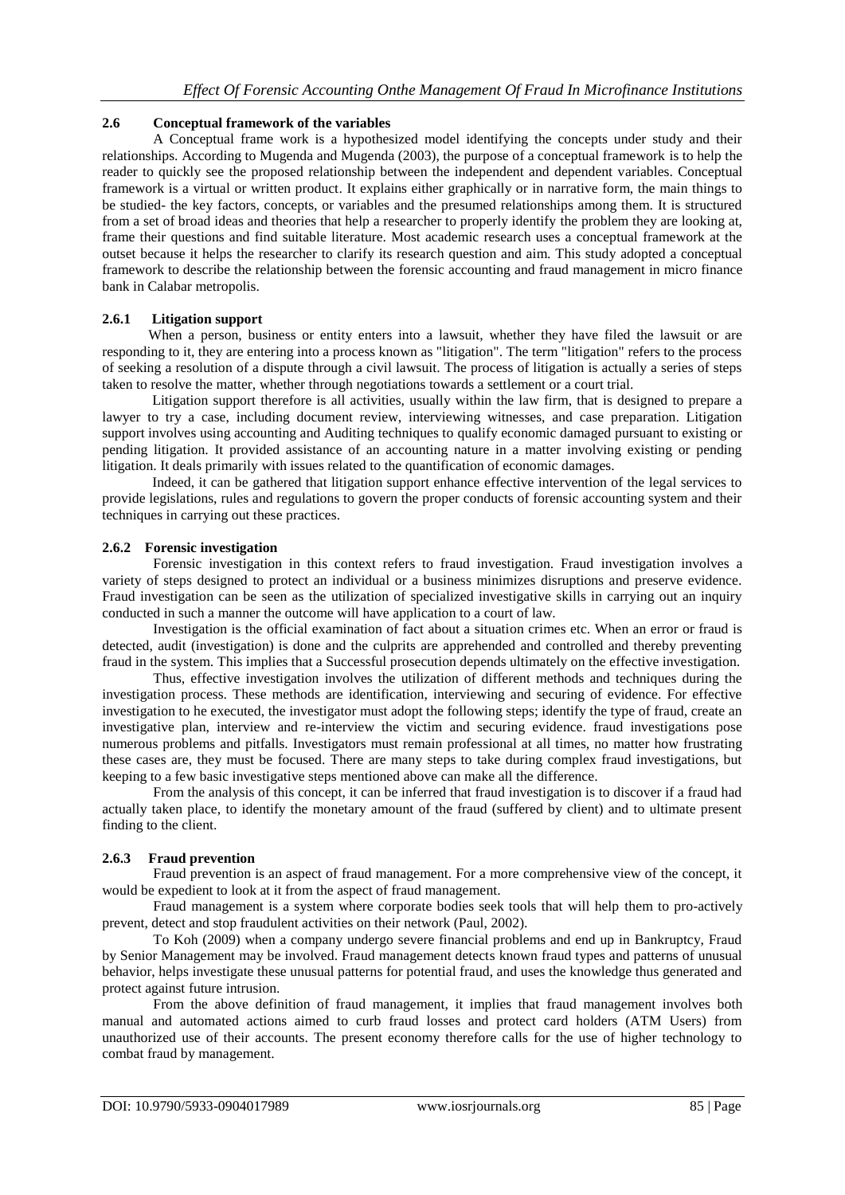### 2.6 Conceptual framework of the variables

A Conceptual frame work is a hypothesized model identifying the concepts under study and their relationships. According to Mugenda and Mugenda (2003), the purpose of a conceptual framework is to help the reader to quickly see the proposed relationship between the independent and dependent variables. Conceptual framework is a virtual or written product. It explains either graphically or in narrative form, the main things to be studied- the key factors, concepts, or variables and the presumed relationships among them. It is structured from a set of broad ideas and theories that help a researcher to properly identify the problem they are looking at, frame their questions and find suitable literature. Most academic research uses a conceptual framework at the outset because it helps the researcher to clarify its research question and aim. This study adopted a conceptual framework to describe the relationship between the forensic accounting and fraud management in micro finance bank in Calabar metropolis.

#### 2.6.1 Litigation support

When a person, business or entity enters into a lawsuit, whether they have filed the lawsuit or are responding to it, they are entering into a process known as "litigation". The term "litigation" refers to the process of seeking a resolution of a dispute through a civil lawsuit. The process of litigation is actually a series of steps taken to resolve the matter, whether through negotiations towards a settlement or a court trial.

Litigation support therefore is all activities, usually within the law firm, that is designed to prepare a lawyer to try a case, including document review, interviewing witnesses, and case preparation. Litigation support involves using accounting and Auditing techniques to qualify economic damaged pursuant to existing or pending litigation. It provided assistance of an accounting nature in a matter involving existing or pending litigation. It deals primarily with issues related to the quantification of economic damages.

Indeed, it can be gathered that litigation support enhance effective intervention of the legal services to provide legislations, rules and regulations to govern the proper conducts of forensic accounting system and their techniques in carrying out these practices.

#### 2.6.2 Forensic investigation

Forensic investigation in this context refers to fraud investigation. Fraud investigation involves a variety of steps designed to protect an individual or a business minimizes disruptions and preserve evidence. Fraud investigation can be seen as the utilization of specialized investigative skills in carrying out an inquiry conducted in such a manner the outcome will have application to a court of law.

Investigation is the official examination of fact about a situation crimes etc. When an error or fraud is detected, audit (investigation) is done and the culprits are apprehended and controlled and thereby preventing fraud in the system. This implies that a Successful prosecution depends ultimately on the effective investigation.

Thus, effective investigation involves the utilization of different methods and techniques during the investigation process. These methods are identification, interviewing and securing of evidence. For effective investigation to he executed, the investigator must adopt the following steps; identify the type of fraud, create an investigative plan, interview and re-interview the victim and securing evidence. fraud investigations pose numerous problems and pitfalls. Investigators must remain professional at all times, no matter how frustrating these cases are, they must be focused. There are many steps to take during complex fraud investigations, but keeping to a few basic investigative steps mentioned above can make all the difference.

From the analysis of this concept, it can be inferred that fraud investigation is to discover if a fraud had actually taken place, to identify the monetary amount of the fraud (suffered by client) and to ultimate present finding to the client.

#### 2.6.3 Fraud prevention

Fraud prevention is an aspect of fraud management. For a more comprehensive view of the concept, it would be expedient to look at it from the aspect of fraud management.

Fraud management is a system where corporate bodies seek tools that will help them to pro-actively prevent, detect and stop fraudulent activities on their network (Paul, 2002).

To Koh (2009) when a company undergo severe financial problems and end up in Bankruptcy, Fraud by Senior Management may be involved. Fraud management detects known fraud types and patterns of unusual behavior, helps investigate these unusual patterns for potential fraud, and uses the knowledge thus generated and protect against future intrusion.

From the above definition of fraud management, it implies that fraud management involves both manual and automated actions aimed to curb fraud losses and protect card holders (ATM Users) from unauthorized use of their accounts. The present economy therefore calls for the use of higher technology to combat fraud by management.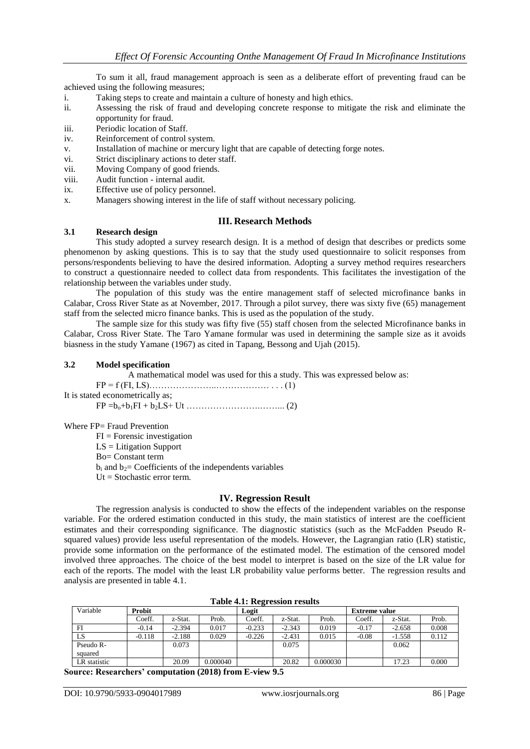To sum it all, fraud management approach is seen as a deliberate effort of preventing fraud can be achieved using the following measures;

i. Taking steps to create and maintain a culture of honesty and high ethics.
ii. Assessing the risk of fraud and developing concrete response to mitigate the risk and eliminate the opportunity for fraud.
iii. Periodic location of Staff.
iv. Reinforcement of control system.
v. Installation of machine or mercury light that are capable of detecting forge notes.
vi. Strict disciplinary actions to deter staff.
vii. Moving Company of good friends.
viii. Audit function - internal audit.
ix. Effective use of policy personnel.
x. Managers showing interest in the life of staff without necessary policing.

## III. Research Methods

### 3.1 Research design

This study adopted a survey research design. It is a method of design that describes or predicts some phenomenon by asking questions. This is to say that the study used questionnaire to solicit responses from persons/respondents believing to have the desired information. Adopting a survey method requires researchers to construct a questionnaire needed to collect data from respondents. This facilitates the investigation of the relationship between the variables under study.

The population of this study was the entire management staff of selected microfinance banks in Calabar, Cross River State as at November, 2017. Through a pilot survey, there was sixty five (65) management staff from the selected micro finance banks. This is used as the population of the study.

The sample size for this study was fifty five (55) staff chosen from the selected Microfinance banks in Calabar, Cross River State. The Taro Yamane formular was used in determining the sample size as it avoids biasness in the study Yamane (1967) as cited in Tapang, Bessong and Ujah (2015).

### 3.2 Model specification

A mathematical model was used for this a study. This was expressed below as:

$$FP = f(FI, LS) \ldots\ldots\ldots\ldots\ldots\ldots\ldots\ldots\ldots \ldots (1)$$

It is stated econometrically as;

$$FP = b_o + b_1FI + b_2LS + Ut \ldots\ldots\ldots\ldots\ldots\ldots\ldots\ldots (2)$$

Where FP= Fraud Prevention
FI = Forensic investigation
LS = Litigation Support
Bo= Constant term
$b_i$ and $b_2$= Coefficients of the independents variables
Ut = Stochastic error term.

## IV. Regression Result

The regression analysis is conducted to show the effects of the independent variables on the response variable. For the ordered estimation conducted in this study, the main statistics of interest are the coefficient estimates and their corresponding significance. The diagnostic statistics (such as the McFadden Pseudo R-squared values) provide less useful representation of the models. However, the Lagrangian ratio (LR) statistic, provide some information on the performance of the estimated model. The estimation of the censored model involved three approaches. The choice of the best model to interpret is based on the size of the LR value for each of the reports. The model with the least LR probability value performs better. The regression results and analysis are presented in table 4.1.

**Table 4.1: Regression results**

| Variable | **Probit** | | | **Logit** | | | **Extreme value** | | |
|---|---|---|---|---|---|---|---|---|---|
| | Coeff. | z-Stat. | Prob. | Coeff. | z-Stat. | Prob. | Coeff. | z-Stat. | Prob. |
| FI | -0.14 | -2.394 | 0.017 | -0.233 | -2.343 | 0.019 | -0.17 | -2.658 | 0.008 |
| LS | -0.118 | -2.188 | 0.029 | -0.226 | -2.431 | 0.015 | -0.08 | -1.558 | 0.112 |
| Pseudo R-squared | | 0.073 | | | 0.075 | | | 0.062 | |
| LR statistic | | 20.09 | 0.000040 | | 20.82 | 0.000030 | | 17.23 | 0.000 |

**Source: Researchers' computation (2018) from E-view 9.5**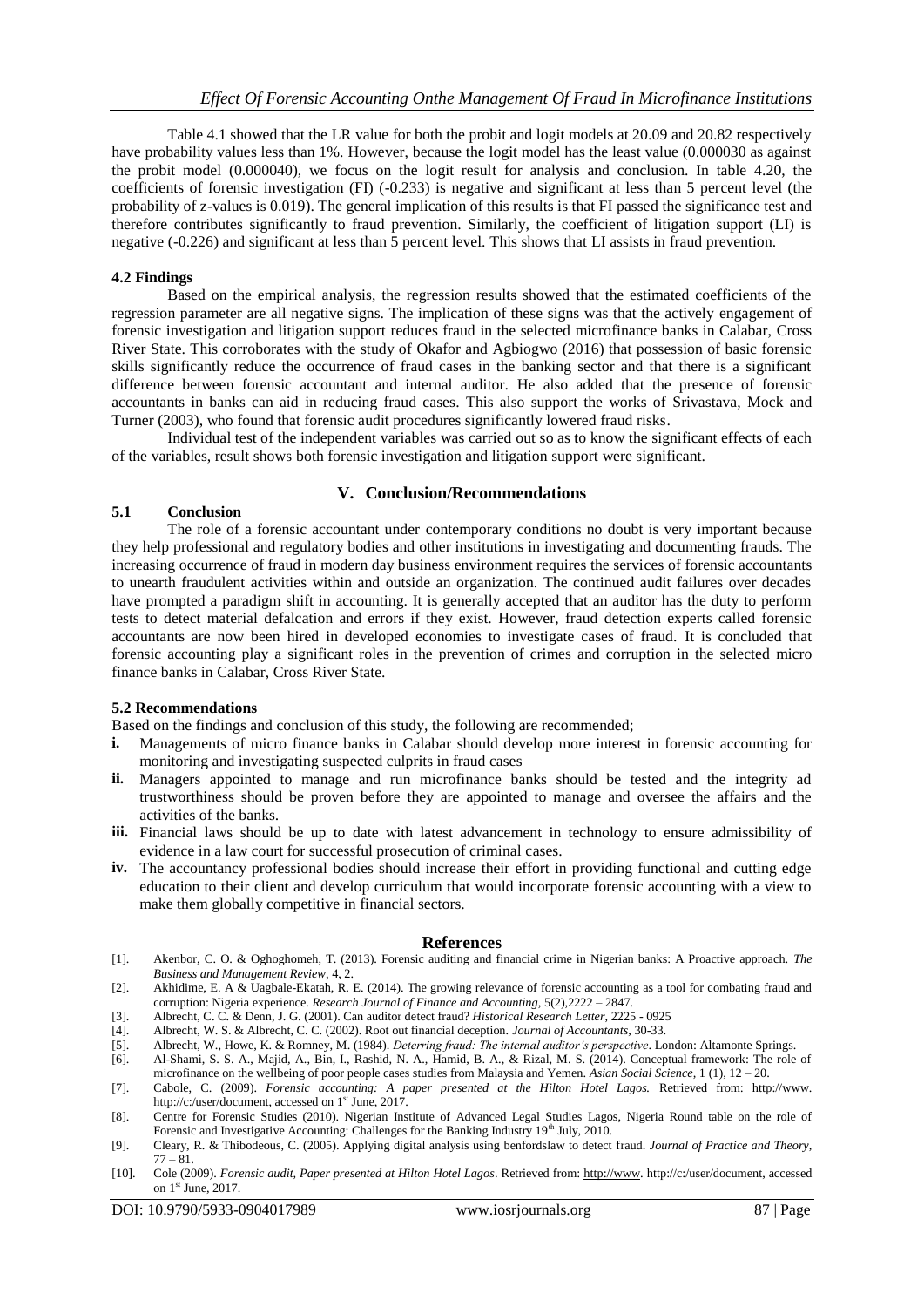Table 4.1 showed that the LR value for both the probit and logit models at 20.09 and 20.82 respectively have probability values less than 1%. However, because the logit model has the least value (0.000030 as against the probit model (0.000040), we focus on the logit result for analysis and conclusion. In table 4.20, the coefficients of forensic investigation (FI) (-0.233) is negative and significant at less than 5 percent level (the probability of z-values is 0.019). The general implication of this results is that FI passed the significance test and therefore contributes significantly to fraud prevention. Similarly, the coefficient of litigation support (LI) is negative (-0.226) and significant at less than 5 percent level. This shows that LI assists in fraud prevention.

### 4.2 Findings

Based on the empirical analysis, the regression results showed that the estimated coefficients of the regression parameter are all negative signs. The implication of these signs was that the actively engagement of forensic investigation and litigation support reduces fraud in the selected microfinance banks in Calabar, Cross River State. This corroborates with the study of Okafor and Agbiogwo (2016) that possession of basic forensic skills significantly reduce the occurrence of fraud cases in the banking sector and that there is a significant difference between forensic accountant and internal auditor. He also added that the presence of forensic accountants in banks can aid in reducing fraud cases. This also support the works of Srivastava, Mock and Turner (2003), who found that forensic audit procedures significantly lowered fraud risks.

Individual test of the independent variables was carried out so as to know the significant effects of each of the variables, result shows both forensic investigation and litigation support were significant.

## V. Conclusion/Recommendations

### 5.1 Conclusion

The role of a forensic accountant under contemporary conditions no doubt is very important because they help professional and regulatory bodies and other institutions in investigating and documenting frauds. The increasing occurrence of fraud in modern day business environment requires the services of forensic accountants to unearth fraudulent activities within and outside an organization. The continued audit failures over decades have prompted a paradigm shift in accounting. It is generally accepted that an auditor has the duty to perform tests to detect material defalcation and errors if they exist. However, fraud detection experts called forensic accountants are now been hired in developed economies to investigate cases of fraud. It is concluded that forensic accounting play a significant roles in the prevention of crimes and corruption in the selected micro finance banks in Calabar, Cross River State.

### 5.2 Recommendations

Based on the findings and conclusion of this study, the following are recommended;

- **i.** Managements of micro finance banks in Calabar should develop more interest in forensic accounting for monitoring and investigating suspected culprits in fraud cases
- **ii.** Managers appointed to manage and run microfinance banks should be tested and the integrity ad trustworthiness should be proven before they are appointed to manage and oversee the affairs and the activities of the banks.
- **iii.** Financial laws should be up to date with latest advancement in technology to ensure admissibility of evidence in a law court for successful prosecution of criminal cases.
- **iv.** The accountancy professional bodies should increase their effort in providing functional and cutting edge education to their client and develop curriculum that would incorporate forensic accounting with a view to make them globally competitive in financial sectors.

## References

[1]. Akenbor, C. O. & Oghoghomeh, T. (2013). Forensic auditing and financial crime in Nigerian banks: A Proactive approach. *The Business and Management Review*, 4, 2.

[2]. Akhidime, E. A & Uagbale-Ekatah, R. E. (2014). The growing relevance of forensic accounting as a tool for combating fraud and corruption: Nigeria experience. *Research Journal of Finance and Accounting*, 5(2),2222 – 2847.

[3]. Albrecht, C. C. & Denn, J. G. (2001). Can auditor detect fraud? *Historical Research Letter*, 2225 - 0925

[4]. Albrecht, W. S. & Albrecht, C. C. (2002). Root out financial deception. *Journal of Accountants*, 30-33.

[5]. Albrecht, W., Howe, K. & Romney, M. (1984). *Deterring fraud: The internal auditor's perspective*. London: Altamonte Springs.

[6]. Al-Shami, S. S. A., Majid, A., Bin, I., Rashid, N. A., Hamid, B. A., & Rizal, M. S. (2014). Conceptual framework: The role of microfinance on the wellbeing of poor people cases studies from Malaysia and Yemen. *Asian Social Science*, 1 (1), 12 – 20.

[7]. Cabole, C. (2009). *Forensic accounting: A paper presented at the Hilton Hotel Lagos.* Retrieved from: http://www. http://c:/user/document, accessed on 1st June, 2017.

[8]. Centre for Forensic Studies (2010). Nigerian Institute of Advanced Legal Studies Lagos, Nigeria Round table on the role of Forensic and Investigative Accounting: Challenges for the Banking Industry 19th July, 2010.

[9]. Cleary, R. & Thibodeous, C. (2005). Applying digital analysis using benfordslaw to detect fraud. *Journal of Practice and Theory*, 77 – 81.

[10]. Cole (2009). *Forensic audit, Paper presented at Hilton Hotel Lagos*. Retrieved from: http://www. http://c:/user/document, accessed on 1st June, 2017.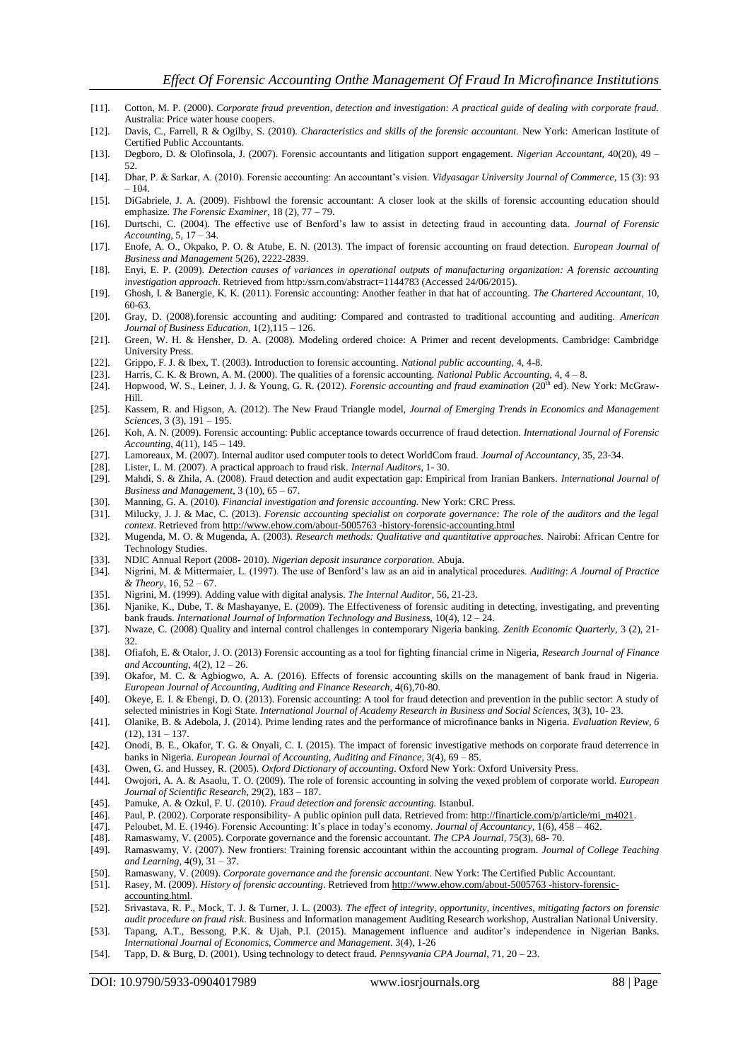[11]. Cotton, M. P. (2000). *Corporate fraud prevention, detection and investigation: A practical guide of dealing with corporate fraud.* Australia: Price water house coopers.

[12]. Davis, C., Farrell, R & Ogilby, S. (2010). *Characteristics and skills of the forensic accountant.* New York: American Institute of Certified Public Accountants.

[13]. Degboro, D. & Olofinsola, J. (2007). Forensic accountants and litigation support engagement. *Nigerian Accountant*, 40(20), 49 – 52.

[14]. Dhar, P. & Sarkar, A. (2010). Forensic accounting: An accountant's vision. *Vidyasagar University Journal of Commerce*, 15 (3): 93 – 104.

[15]. DiGabriele, J. A. (2009). Fishbowl the forensic accountant: A closer look at the skills of forensic accounting education should emphasize. *The Forensic Examiner*, 18 (2), 77 – 79.

[16]. Durtschi, C. (2004). The effective use of Benford's law to assist in detecting fraud in accounting data. *Journal of Forensic Accounting*, 5, 17 – 34.

[17]. Enofe, A. O., Okpako, P. O. & Atube, E. N. (2013). The impact of forensic accounting on fraud detection. *European Journal of Business and Management* 5(26), 2222-2839.

[18]. Enyi, E. P. (2009). *Detection causes of variances in operational outputs of manufacturing organization: A forensic accounting investigation approach*. Retrieved from http:/ssrn.com/abstract=1144783 (Accessed 24/06/2015).

[19]. Ghosh, I. & Banergie, K. K. (2011). Forensic accounting: Another feather in that hat of accounting. *The Chartered Accountant*, 10, 60-63.

[20]. Gray, D. (2008).forensic accounting and auditing: Compared and contrasted to traditional accounting and auditing. *American Journal of Business Education*, 1(2),115 – 126.

[21]. Green, W. H. & Hensher, D. A. (2008). Modeling ordered choice: A Primer and recent developments. Cambridge: Cambridge University Press.

[22]. Grippo, F. J. & Ibex, T. (2003). Introduction to forensic accounting. *National public accounting*, 4, 4-8.

[23]. Harris, C. K. & Brown, A. M. (2000). The qualities of a forensic accounting. *National Public Accounting*, 4, 4 – 8.

[24]. Hopwood, W. S., Leiner, J. J. & Young, G. R. (2012). *Forensic accounting and fraud examination* (20th ed). New York: McGraw-Hill.

[25]. Kassem, R. and Higson, A. (2012). The New Fraud Triangle model, *Journal of Emerging Trends in Economics and Management Sciences*, 3 (3), 191 – 195.

[26]. Koh, A. N. (2009). Forensic accounting: Public acceptance towards occurrence of fraud detection. *International Journal of Forensic Accounting*, 4(11), 145 – 149.

[27]. Lamoreaux, M. (2007). Internal auditor used computer tools to detect WorldCom fraud. *Journal of Accountancy*, 35, 23-34.

[28]. Lister, L. M. (2007). A practical approach to fraud risk. *Internal Auditors*, 1- 30.

[29]. Mahdi, S. & Zhila, A. (2008). Fraud detection and audit expectation gap: Empirical from Iranian Bankers. *International Journal of Business and Management*, 3 (10), 65 – 67.

[30]. Manning, G. A. (2010). *Financial investigation and forensic accounting*. New York: CRC Press.

[31]. Milucky, J. J. & Mac, C. (2013). *Forensic accounting specialist on corporate governance: The role of the auditors and the legal context*. Retrieved from http://www.ehow.com/about-5005763 -history-forensic-accounting.html

[32]. Mugenda, M. O. & Mugenda, A. (2003). *Research methods: Qualitative and quantitative approaches.* Nairobi: African Centre for Technology Studies.

[33]. NDIC Annual Report (2008- 2010). *Nigerian deposit insurance corporation.* Abuja.

[34]. Nigrini, M. & Mittermaier, L. (1997). The use of Benford's law as an aid in analytical procedures. *Auditing*: *A Journal of Practice & Theory*, 16, 52 – 67.

[35]. Nigrini, M. (1999). Adding value with digital analysis. *The Internal Auditor*, 56, 21-23.

[36]. Njanike, K., Dube, T. & Mashayanye, E. (2009). The Effectiveness of forensic auditing in detecting, investigating, and preventing bank frauds. *International Journal of Information Technology and Business*, 10(4), 12 – 24.

[37]. Nwaze, C. (2008) Quality and internal control challenges in contemporary Nigeria banking. *Zenith Economic Quarterly*, 3 (2), 21-32.

[38]. Ofiafoh, E. & Otalor, J. O. (2013) Forensic accounting as a tool for fighting financial crime in Nigeria, *Research Journal of Finance and Accounting*, 4(2), 12 – 26.

[39]. Okafor, M. C. & Agbiogwo, A. A. (2016). Effects of forensic accounting skills on the management of bank fraud in Nigeria. *European Journal of Accounting, Auditing and Finance Research*, 4(6),70-80.

[40]. Okeye, E. I. & Ebengi, D. O. (2013). Forensic accounting: A tool for fraud detection and prevention in the public sector: A study of selected ministries in Kogi State. *International Journal of Academy Research in Business and Social Sciences*, 3(3), 10- 23.

[41]. Olanike, B. & Adebola, J. (2014). Prime lending rates and the performance of microfinance banks in Nigeria. *Evaluation Review, 6* (12), 131 – 137.

[42]. Onodi, B. E., Okafor, T. G. & Onyali, C. I. (2015). The impact of forensic investigative methods on corporate fraud deterrence in banks in Nigeria. *European Journal of Accounting, Auditing and Finance*, 3(4), 69 – 85.

[43]. Owen, G. and Hussey, R. (2005). *Oxford Dictionary of accounting*. Oxford New York: Oxford University Press.

[44]. Owojori, A. A. & Asaolu, T. O. (2009). The role of forensic accounting in solving the vexed problem of corporate world. *European Journal of Scientific Research*, 29(2), 183 – 187.

[45]. Pamuke, A. & Ozkul, F. U. (2010). *Fraud detection and forensic accounting.* Istanbul.

[46]. Paul, P. (2002). Corporate responsibility- A public opinion pull data. Retrieved from: http://finarticle.com/p/article/mi_m4021.

[47]. Peloubet, M. E. (1946). Forensic Accounting: It's place in today's economy. *Journal of Accountancy*, 1(6), 458 – 462.

[48]. Ramaswamy, V. (2005). Corporate governance and the forensic accountant. *The CPA Journal*, 75(3), 68- 70.

[49]. Ramaswamy, V. (2007). New frontiers: Training forensic accountant within the accounting program. *Journal of College Teaching and Learning*, 4(9), 31 – 37.

[50]. Ramaswany, V. (2009). *Corporate governance and the forensic accountant*. New York: The Certified Public Accountant.

[51]. Rasey, M. (2009). *History of forensic accounting*. Retrieved from http://www.ehow.com/about-5005763 -history-forensic-accounting.html.

[52]. Srivastava, R. P., Mock, T. J. & Turner, J. L. (2003). *The effect of integrity, opportunity, incentives, mitigating factors on forensic audit procedure on fraud risk*. Business and Information management Auditing Research workshop, Australian National University.

[53]. Tapang, A.T., Bessong, P.K. & Ujah, P.I. (2015). Management influence and auditor's independence in Nigerian Banks. *International Journal of Economics, Commerce and Management*. 3(4), 1-26

[54]. Tapp, D. & Burg, D. (2001). Using technology to detect fraud. *Pennsyvania CPA Journal*, 71, 20 – 23.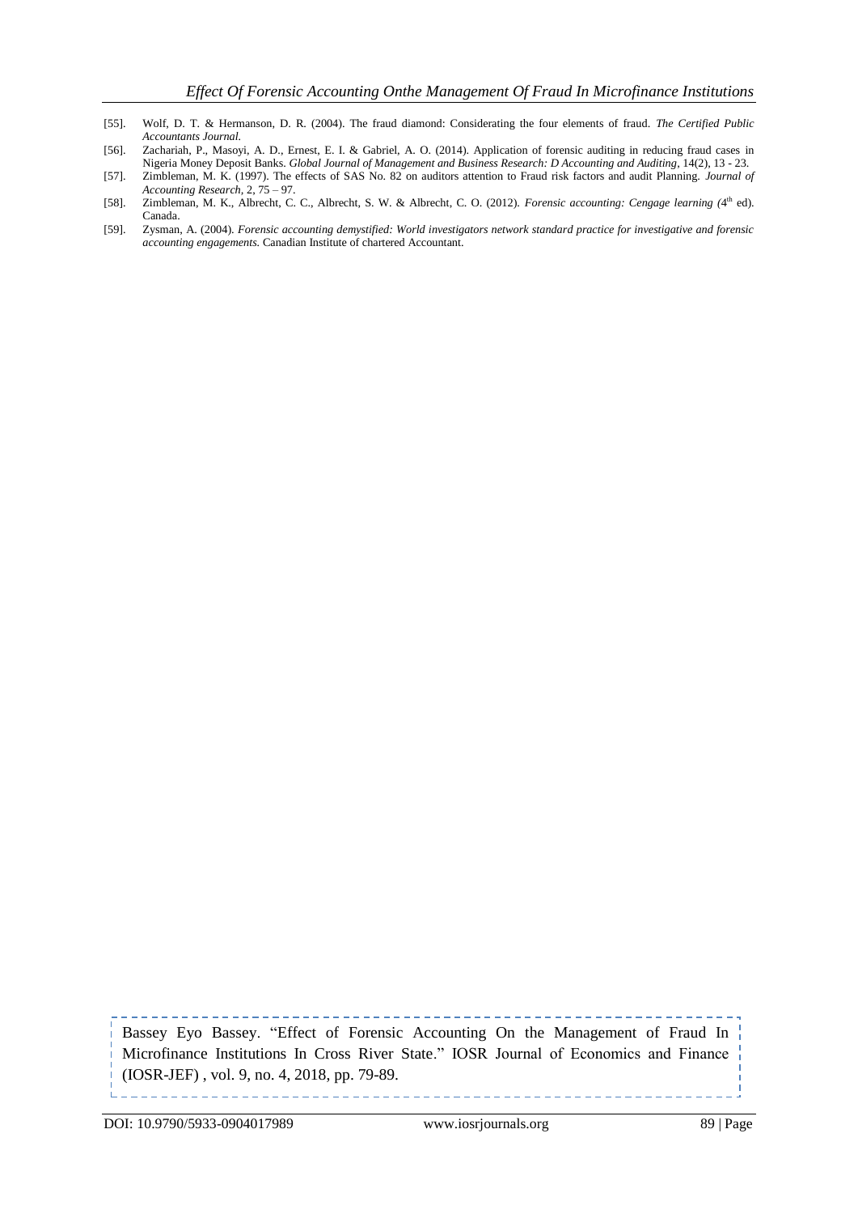[55]. Wolf, D. T. & Hermanson, D. R. (2004). The fraud diamond: Considerating the four elements of fraud. *The Certified Public Accountants Journal.*

[56]. Zachariah, P., Masoyi, A. D., Ernest, E. I. & Gabriel, A. O. (2014). Application of forensic auditing in reducing fraud cases in Nigeria Money Deposit Banks. *Global Journal of Management and Business Research: D Accounting and Auditing*, 14(2), 13 - 23.

[57]. Zimbleman, M. K. (1997). The effects of SAS No. 82 on auditors attention to Fraud risk factors and audit Planning. *Journal of Accounting Research*, 2, 75 – 97.

[58]. Zimbleman, M. K., Albrecht, C. C., Albrecht, S. W. & Albrecht, C. O. (2012). *Forensic accounting: Cengage learning (*4th ed). Canada.

[59]. Zysman, A. (2004). *Forensic accounting demystified: World investigators network standard practice for investigative and forensic accounting engagements.* Canadian Institute of chartered Accountant.

Bassey Eyo Bassey. "Effect of Forensic Accounting On the Management of Fraud In Microfinance Institutions In Cross River State." IOSR Journal of Economics and Finance (IOSR-JEF) , vol. 9, no. 4, 2018, pp. 79-89.